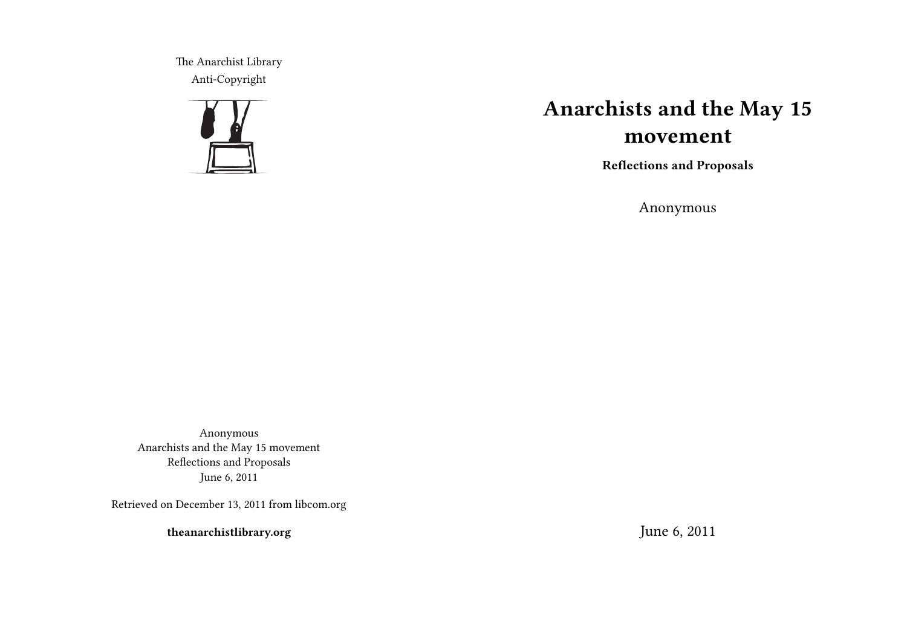The Anarchist Library
Anti-Copyright

# Anarchists and the May 15 movement

**Reflections and Proposals**

Anonymous

June 6, 2011

Anonymous
Anarchists and the May 15 movement
Reflections and Proposals
June 6, 2011

Retrieved on December 13, 2011 from libcom.org

**theanarchistlibrary.org**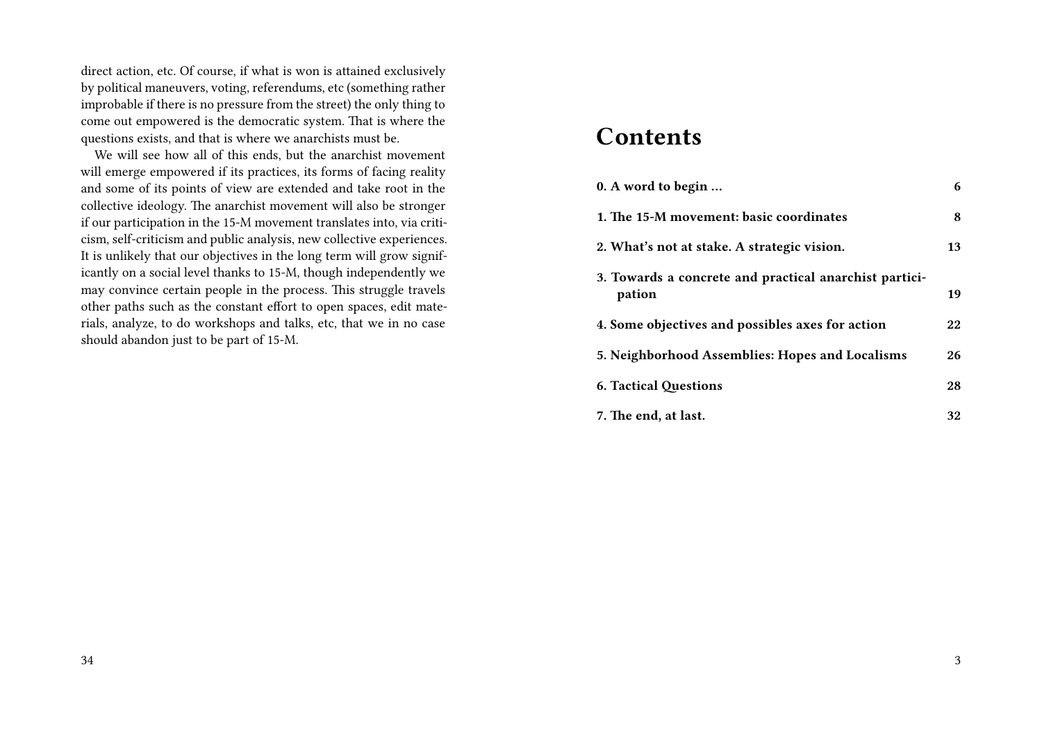direct action, etc. Of course, if what is won is attained exclusively by political maneuvers, voting, referendums, etc (something rather improbable if there is no pressure from the street) the only thing to come out empowered is the democratic system. That is where the questions exists, and that is where we anarchists must be.

We will see how all of this ends, but the anarchist movement will emerge empowered if its practices, its forms of facing reality and some of its points of view are extended and take root in the collective ideology. The anarchist movement will also be stronger if our participation in the 15-M movement translates into, via criticism, self-criticism and public analysis, new collective experiences. It is unlikely that our objectives in the long term will grow significantly on a social level thanks to 15-M, though independently we may convince certain people in the process. This struggle travels other paths such as the constant effort to open spaces, edit materials, analyze, to do workshops and talks, etc, that we in no case should abandon just to be part of 15-M.

# Contents

| | |
|---|---|
| **0. A word to begin …** | **6** |
| **1. The 15-M movement: basic coordinates** | **8** |
| **2. What's not at stake. A strategic vision.** | **13** |
| **3. Towards a concrete and practical anarchist participation** | **19** |
| **4. Some objectives and possibles axes for action** | **22** |
| **5. Neighborhood Assemblies: Hopes and Localisms** | **26** |
| **6. Tactical Questions** | **28** |
| **7. The end, at last.** | **32** |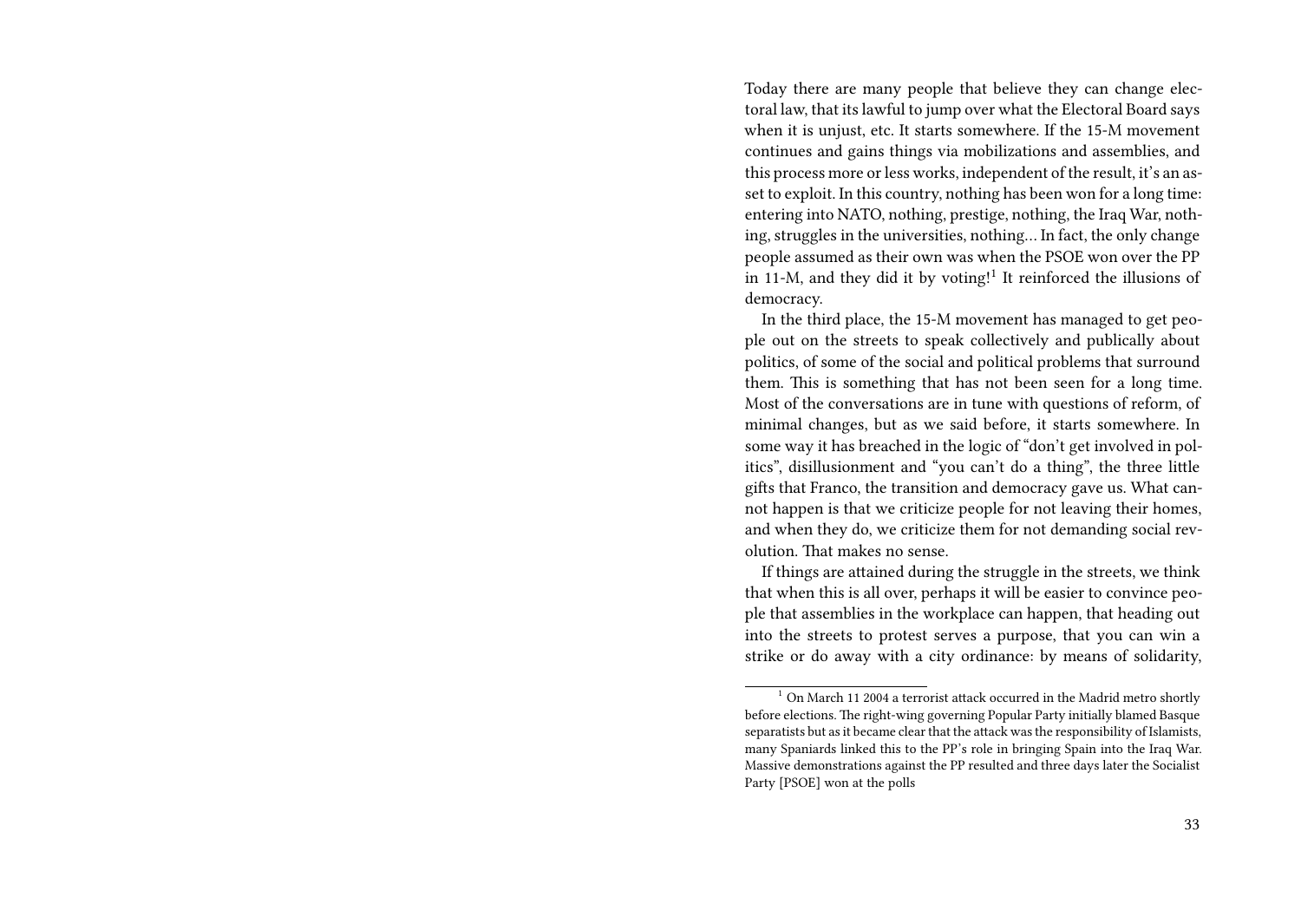Today there are many people that believe they can change electoral law, that its lawful to jump over what the Electoral Board says when it is unjust, etc. It starts somewhere. If the 15-M movement continues and gains things via mobilizations and assemblies, and this process more or less works, independent of the result, it's an asset to exploit. In this country, nothing has been won for a long time: entering into NATO, nothing, prestige, nothing, the Iraq War, nothing, struggles in the universities, nothing… In fact, the only change people assumed as their own was when the PSOE won over the PP in 11-M, and they did it by voting![1] It reinforced the illusions of democracy.

In the third place, the 15-M movement has managed to get people out on the streets to speak collectively and publically about politics, of some of the social and political problems that surround them. This is something that has not been seen for a long time. Most of the conversations are in tune with questions of reform, of minimal changes, but as we said before, it starts somewhere. In some way it has breached in the logic of "don't get involved in politics", disillusionment and "you can't do a thing", the three little gifts that Franco, the transition and democracy gave us. What cannot happen is that we criticize people for not leaving their homes, and when they do, we criticize them for not demanding social revolution. That makes no sense.

If things are attained during the struggle in the streets, we think that when this is all over, perhaps it will be easier to convince people that assemblies in the workplace can happen, that heading out into the streets to protest serves a purpose, that you can win a strike or do away with a city ordinance: by means of solidarity,

[1] On March 11 2004 a terrorist attack occurred in the Madrid metro shortly before elections. The right-wing governing Popular Party initially blamed Basque separatists but as it became clear that the attack was the responsibility of Islamists, many Spaniards linked this to the PP's role in bringing Spain into the Iraq War. Massive demonstrations against the PP resulted and three days later the Socialist Party [PSOE] won at the polls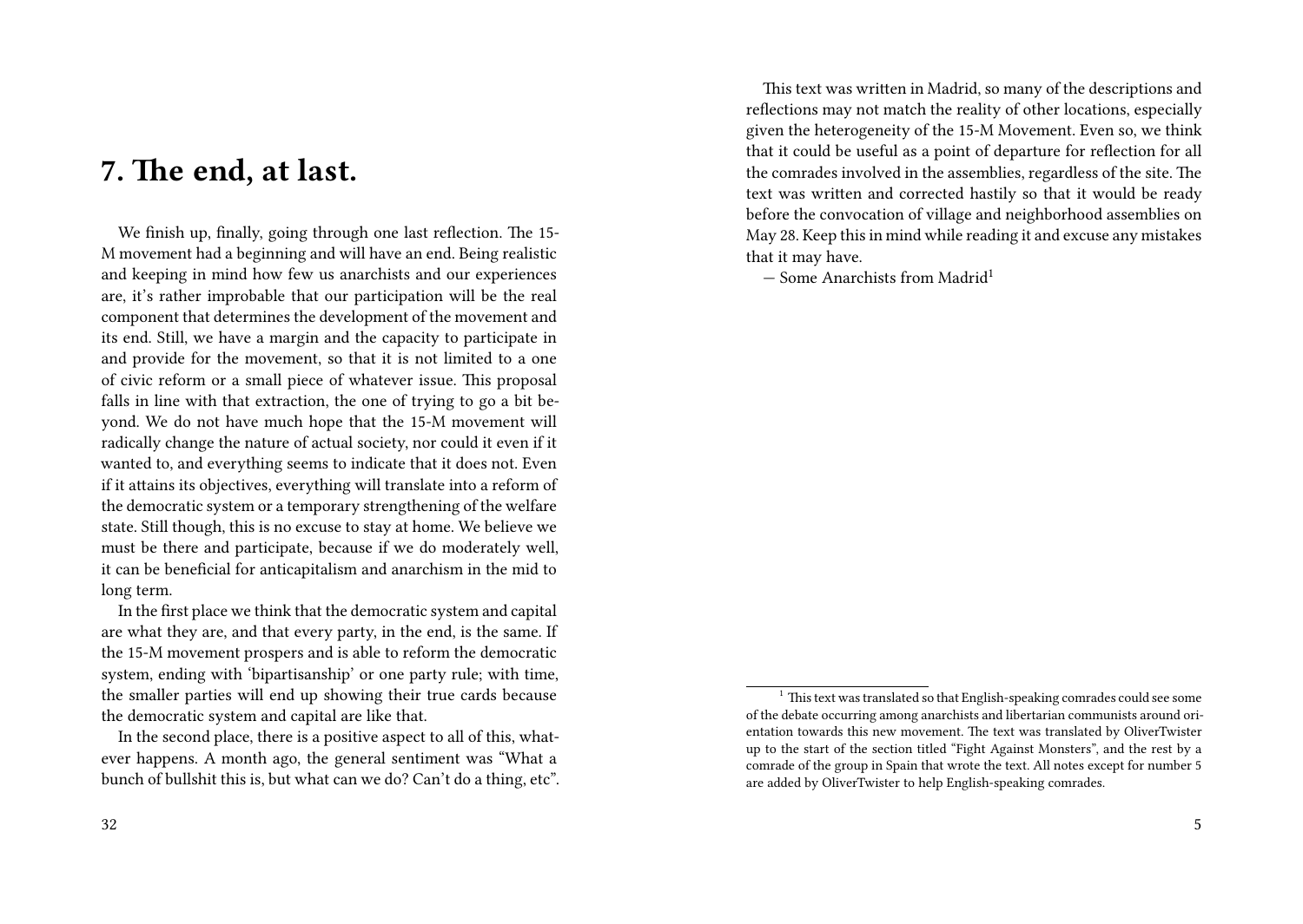## 7. The end, at last.

We finish up, finally, going through one last reflection. The 15-M movement had a beginning and will have an end. Being realistic and keeping in mind how few us anarchists and our experiences are, it's rather improbable that our participation will be the real component that determines the development of the movement and its end. Still, we have a margin and the capacity to participate in and provide for the movement, so that it is not limited to a one of civic reform or a small piece of whatever issue. This proposal falls in line with that extraction, the one of trying to go a bit beyond. We do not have much hope that the 15-M movement will radically change the nature of actual society, nor could it even if it wanted to, and everything seems to indicate that it does not. Even if it attains its objectives, everything will translate into a reform of the democratic system or a temporary strengthening of the welfare state. Still though, this is no excuse to stay at home. We believe we must be there and participate, because if we do moderately well, it can be beneficial for anticapitalism and anarchism in the mid to long term.

In the first place we think that the democratic system and capital are what they are, and that every party, in the end, is the same. If the 15-M movement prospers and is able to reform the democratic system, ending with 'bipartisanship' or one party rule; with time, the smaller parties will end up showing their true cards because the democratic system and capital are like that.

In the second place, there is a positive aspect to all of this, whatever happens. A month ago, the general sentiment was "What a bunch of bullshit this is, but what can we do? Can't do a thing, etc".

This text was written in Madrid, so many of the descriptions and reflections may not match the reality of other locations, especially given the heterogeneity of the 15-M Movement. Even so, we think that it could be useful as a point of departure for reflection for all the comrades involved in the assemblies, regardless of the site. The text was written and corrected hastily so that it would be ready before the convocation of village and neighborhood assemblies on May 28. Keep this in mind while reading it and excuse any mistakes that it may have.

— Some Anarchists from Madrid[1]

[1] This text was translated so that English-speaking comrades could see some of the debate occurring among anarchists and libertarian communists around orientation towards this new movement. The text was translated by OliverTwister up to the start of the section titled "Fight Against Monsters", and the rest by a comrade of the group in Spain that wrote the text. All notes except for number 5 are added by OliverTwister to help English-speaking comrades.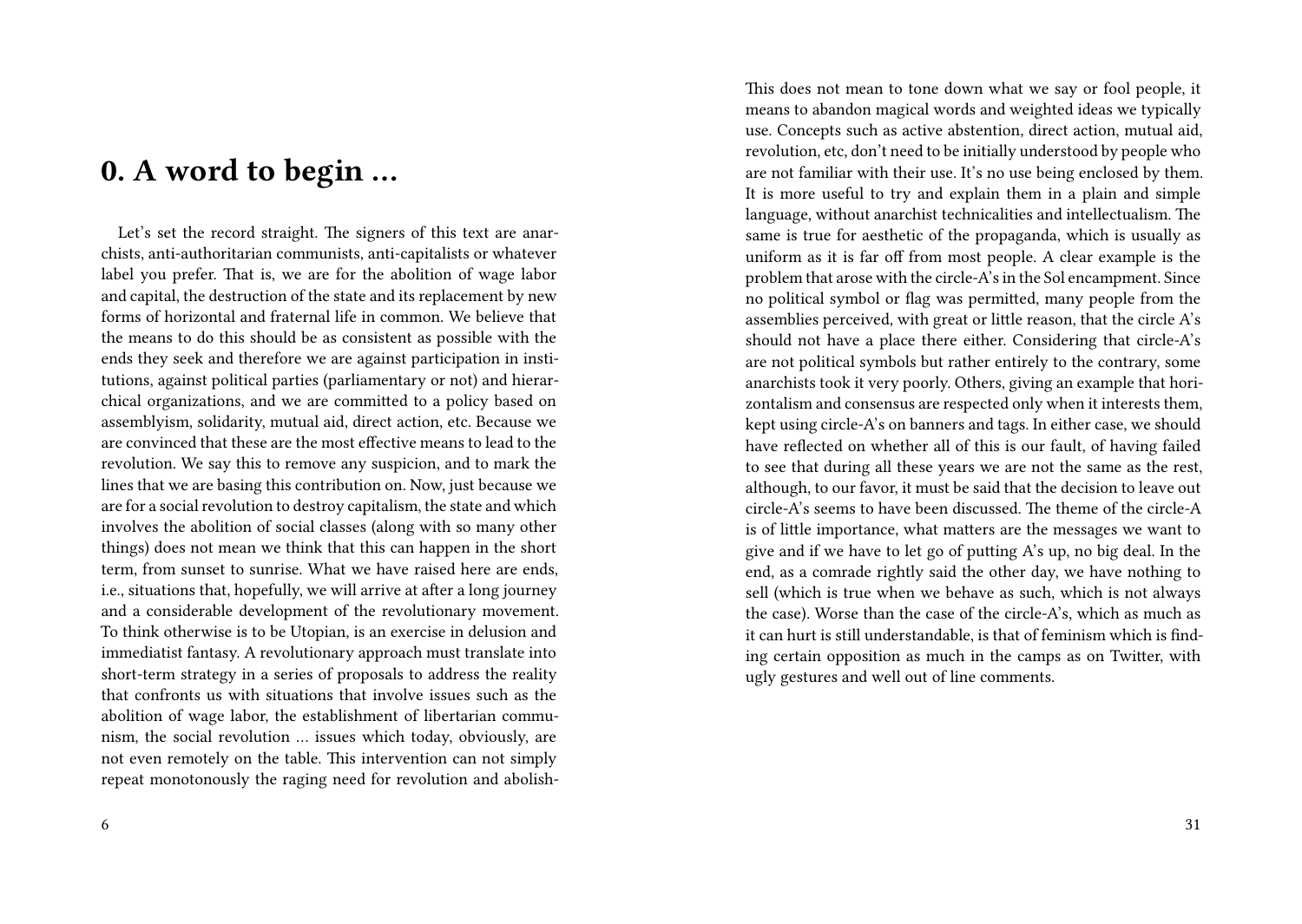# 0. A word to begin …

Let's set the record straight. The signers of this text are anarchists, anti-authoritarian communists, anti-capitalists or whatever label you prefer. That is, we are for the abolition of wage labor and capital, the destruction of the state and its replacement by new forms of horizontal and fraternal life in common. We believe that the means to do this should be as consistent as possible with the ends they seek and therefore we are against participation in institutions, against political parties (parliamentary or not) and hierarchical organizations, and we are committed to a policy based on assemblyism, solidarity, mutual aid, direct action, etc. Because we are convinced that these are the most effective means to lead to the revolution. We say this to remove any suspicion, and to mark the lines that we are basing this contribution on. Now, just because we are for a social revolution to destroy capitalism, the state and which involves the abolition of social classes (along with so many other things) does not mean we think that this can happen in the short term, from sunset to sunrise. What we have raised here are ends, i.e., situations that, hopefully, we will arrive at after a long journey and a considerable development of the revolutionary movement. To think otherwise is to be Utopian, is an exercise in delusion and immediatist fantasy. A revolutionary approach must translate into short-term strategy in a series of proposals to address the reality that confronts us with situations that involve issues such as the abolition of wage labor, the establishment of libertarian communism, the social revolution … issues which today, obviously, are not even remotely on the table. This intervention can not simply repeat monotonously the raging need for revolution and abolish-

This does not mean to tone down what we say or fool people, it means to abandon magical words and weighted ideas we typically use. Concepts such as active abstention, direct action, mutual aid, revolution, etc, don't need to be initially understood by people who are not familiar with their use. It's no use being enclosed by them. It is more useful to try and explain them in a plain and simple language, without anarchist technicalities and intellectualism. The same is true for aesthetic of the propaganda, which is usually as uniform as it is far off from most people. A clear example is the problem that arose with the circle-A's in the Sol encampment. Since no political symbol or flag was permitted, many people from the assemblies perceived, with great or little reason, that the circle A's should not have a place there either. Considering that circle-A's are not political symbols but rather entirely to the contrary, some anarchists took it very poorly. Others, giving an example that horizontalism and consensus are respected only when it interests them, kept using circle-A's on banners and tags. In either case, we should have reflected on whether all of this is our fault, of having failed to see that during all these years we are not the same as the rest, although, to our favor, it must be said that the decision to leave out circle-A's seems to have been discussed. The theme of the circle-A is of little importance, what matters are the messages we want to give and if we have to let go of putting A's up, no big deal. In the end, as a comrade rightly said the other day, we have nothing to sell (which is true when we behave as such, which is not always the case). Worse than the case of the circle-A's, which as much as it can hurt is still understandable, is that of feminism which is finding certain opposition as much in the camps as on Twitter, with ugly gestures and well out of line comments.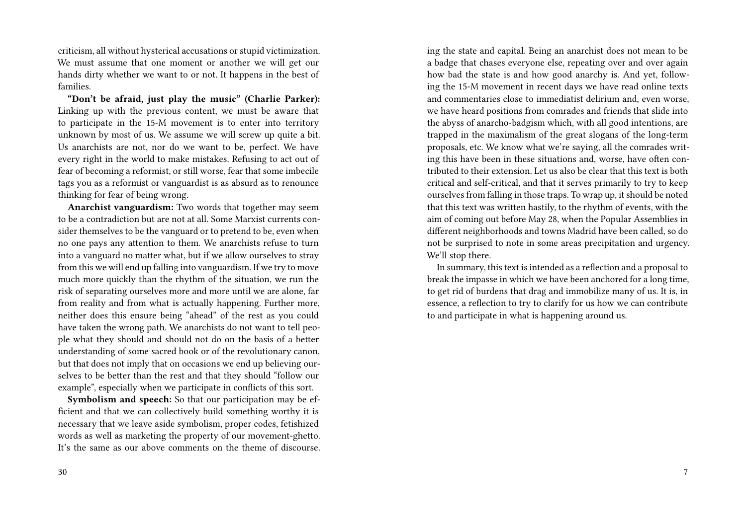criticism, all without hysterical accusations or stupid victimization. We must assume that one moment or another we will get our hands dirty whether we want to or not. It happens in the best of families.

**"Don't be afraid, just play the music" (Charlie Parker):** Linking up with the previous content, we must be aware that to participate in the 15-M movement is to enter into territory unknown by most of us. We assume we will screw up quite a bit. Us anarchists are not, nor do we want to be, perfect. We have every right in the world to make mistakes. Refusing to act out of fear of becoming a reformist, or still worse, fear that some imbecile tags you as a reformist or vanguardist is as absurd as to renounce thinking for fear of being wrong.

**Anarchist vanguardism:** Two words that together may seem to be a contradiction but are not at all. Some Marxist currents consider themselves to be the vanguard or to pretend to be, even when no one pays any attention to them. We anarchists refuse to turn into a vanguard no matter what, but if we allow ourselves to stray from this we will end up falling into vanguardism. If we try to move much more quickly than the rhythm of the situation, we run the risk of separating ourselves more and more until we are alone, far from reality and from what is actually happening. Further more, neither does this ensure being "ahead" of the rest as you could have taken the wrong path. We anarchists do not want to tell people what they should and should not do on the basis of a better understanding of some sacred book or of the revolutionary canon, but that does not imply that on occasions we end up believing ourselves to be better than the rest and that they should "follow our example", especially when we participate in conflicts of this sort.

**Symbolism and speech:** So that our participation may be efficient and that we can collectively build something worthy it is necessary that we leave aside symbolism, proper codes, fetishized words as well as marketing the property of our movement-ghetto. It's the same as our above comments on the theme of discourse.

ing the state and capital. Being an anarchist does not mean to be a badge that chases everyone else, repeating over and over again how bad the state is and how good anarchy is. And yet, following the 15-M movement in recent days we have read online texts and commentaries close to immediatist delirium and, even worse, we have heard positions from comrades and friends that slide into the abyss of anarcho-badgism which, with all good intentions, are trapped in the maximalism of the great slogans of the long-term proposals, etc. We know what we're saying, all the comrades writing this have been in these situations and, worse, have often contributed to their extension. Let us also be clear that this text is both critical and self-critical, and that it serves primarily to try to keep ourselves from falling in those traps. To wrap up, it should be noted that this text was written hastily, to the rhythm of events, with the aim of coming out before May 28, when the Popular Assemblies in different neighborhoods and towns Madrid have been called, so do not be surprised to note in some areas precipitation and urgency. We'll stop there.

In summary, this text is intended as a reflection and a proposal to break the impasse in which we have been anchored for a long time, to get rid of burdens that drag and immobilize many of us. It is, in essence, a reflection to try to clarify for us how we can contribute to and participate in what is happening around us.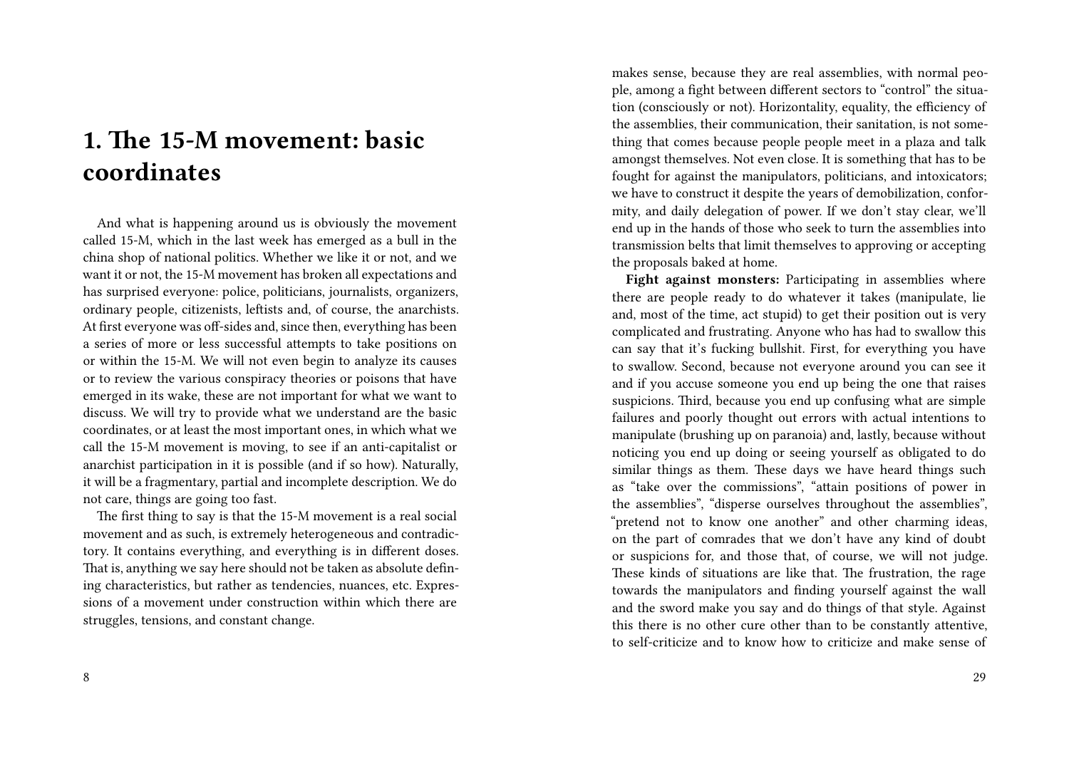# 1. The 15-M movement: basic coordinates

And what is happening around us is obviously the movement called 15-M, which in the last week has emerged as a bull in the china shop of national politics. Whether we like it or not, and we want it or not, the 15-M movement has broken all expectations and has surprised everyone: police, politicians, journalists, organizers, ordinary people, citizenists, leftists and, of course, the anarchists. At first everyone was off-sides and, since then, everything has been a series of more or less successful attempts to take positions on or within the 15-M. We will not even begin to analyze its causes or to review the various conspiracy theories or poisons that have emerged in its wake, these are not important for what we want to discuss. We will try to provide what we understand are the basic coordinates, or at least the most important ones, in which what we call the 15-M movement is moving, to see if an anti-capitalist or anarchist participation in it is possible (and if so how). Naturally, it will be a fragmentary, partial and incomplete description. We do not care, things are going too fast.

The first thing to say is that the 15-M movement is a real social movement and as such, is extremely heterogeneous and contradictory. It contains everything, and everything is in different doses. That is, anything we say here should not be taken as absolute defining characteristics, but rather as tendencies, nuances, etc. Expressions of a movement under construction within which there are struggles, tensions, and constant change.

makes sense, because they are real assemblies, with normal people, among a fight between different sectors to "control" the situation (consciously or not). Horizontality, equality, the efficiency of the assemblies, their communication, their sanitation, is not something that comes because people people meet in a plaza and talk amongst themselves. Not even close. It is something that has to be fought for against the manipulators, politicians, and intoxicators; we have to construct it despite the years of demobilization, conformity, and daily delegation of power. If we don't stay clear, we'll end up in the hands of those who seek to turn the assemblies into transmission belts that limit themselves to approving or accepting the proposals baked at home.

**Fight against monsters:** Participating in assemblies where there are people ready to do whatever it takes (manipulate, lie and, most of the time, act stupid) to get their position out is very complicated and frustrating. Anyone who has had to swallow this can say that it's fucking bullshit. First, for everything you have to swallow. Second, because not everyone around you can see it and if you accuse someone you end up being the one that raises suspicions. Third, because you end up confusing what are simple failures and poorly thought out errors with actual intentions to manipulate (brushing up on paranoia) and, lastly, because without noticing you end up doing or seeing yourself as obligated to do similar things as them. These days we have heard things such as "take over the commissions", "attain positions of power in the assemblies", "disperse ourselves throughout the assemblies", "pretend not to know one another" and other charming ideas, on the part of comrades that we don't have any kind of doubt or suspicions for, and those that, of course, we will not judge. These kinds of situations are like that. The frustration, the rage towards the manipulators and finding yourself against the wall and the sword make you say and do things of that style. Against this there is no other cure other than to be constantly attentive, to self-criticize and to know how to criticize and make sense of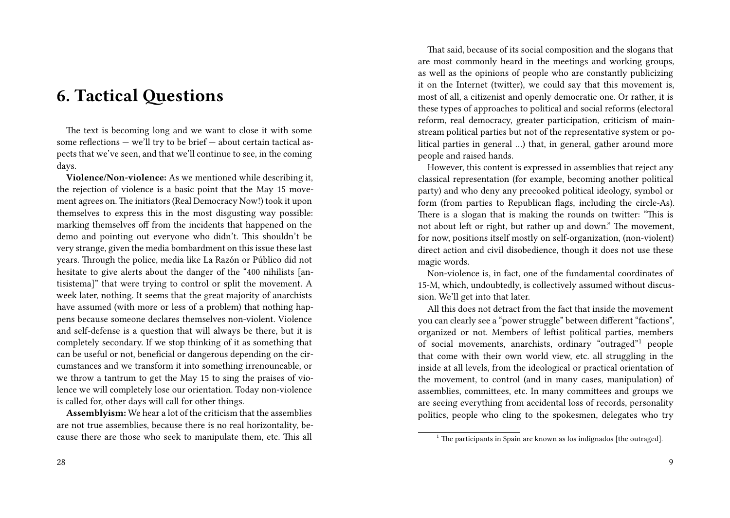# 6. Tactical Questions

The text is becoming long and we want to close it with some some reflections — we'll try to be brief — about certain tactical aspects that we've seen, and that we'll continue to see, in the coming days.

**Violence/Non-violence:** As we mentioned while describing it, the rejection of violence is a basic point that the May 15 movement agrees on. The initiators (Real Democracy Now!) took it upon themselves to express this in the most disgusting way possible: marking themselves off from the incidents that happened on the demo and pointing out everyone who didn't. This shouldn't be very strange, given the media bombardment on this issue these last years. Through the police, media like La Razón or Público did not hesitate to give alerts about the danger of the "400 nihilists [antisistema]" that were trying to control or split the movement. A week later, nothing. It seems that the great majority of anarchists have assumed (with more or less of a problem) that nothing happens because someone declares themselves non-violent. Violence and self-defense is a question that will always be there, but it is completely secondary. If we stop thinking of it as something that can be useful or not, beneficial or dangerous depending on the circumstances and we transform it into something irrenouncable, or we throw a tantrum to get the May 15 to sing the praises of violence we will completely lose our orientation. Today non-violence is called for, other days will call for other things.

**Assemblyism:** We hear a lot of the criticism that the assemblies are not true assemblies, because there is no real horizontality, because there are those who seek to manipulate them, etc. This all

That said, because of its social composition and the slogans that are most commonly heard in the meetings and working groups, as well as the opinions of people who are constantly publicizing it on the Internet (twitter), we could say that this movement is, most of all, a citizenist and openly democratic one. Or rather, it is these types of approaches to political and social reforms (electoral reform, real democracy, greater participation, criticism of mainstream political parties but not of the representative system or political parties in general …) that, in general, gather around more people and raised hands.

However, this content is expressed in assemblies that reject any classical representation (for example, becoming another political party) and who deny any precooked political ideology, symbol or form (from parties to Republican flags, including the circle-As). There is a slogan that is making the rounds on twitter: "This is not about left or right, but rather up and down." The movement, for now, positions itself mostly on self-organization, (non-violent) direct action and civil disobedience, though it does not use these magic words.

Non-violence is, in fact, one of the fundamental coordinates of 15-M, which, undoubtedly, is collectively assumed without discussion. We'll get into that later.

All this does not detract from the fact that inside the movement you can clearly see a "power struggle" between different "factions", organized or not. Members of leftist political parties, members of social movements, anarchists, ordinary "outraged"[1] people that come with their own world view, etc. all struggling in the inside at all levels, from the ideological or practical orientation of the movement, to control (and in many cases, manipulation) of assemblies, committees, etc. In many committees and groups we are seeing everything from accidental loss of records, personality politics, people who cling to the spokesmen, delegates who try

[1] The participants in Spain are known as los indignados [the outraged].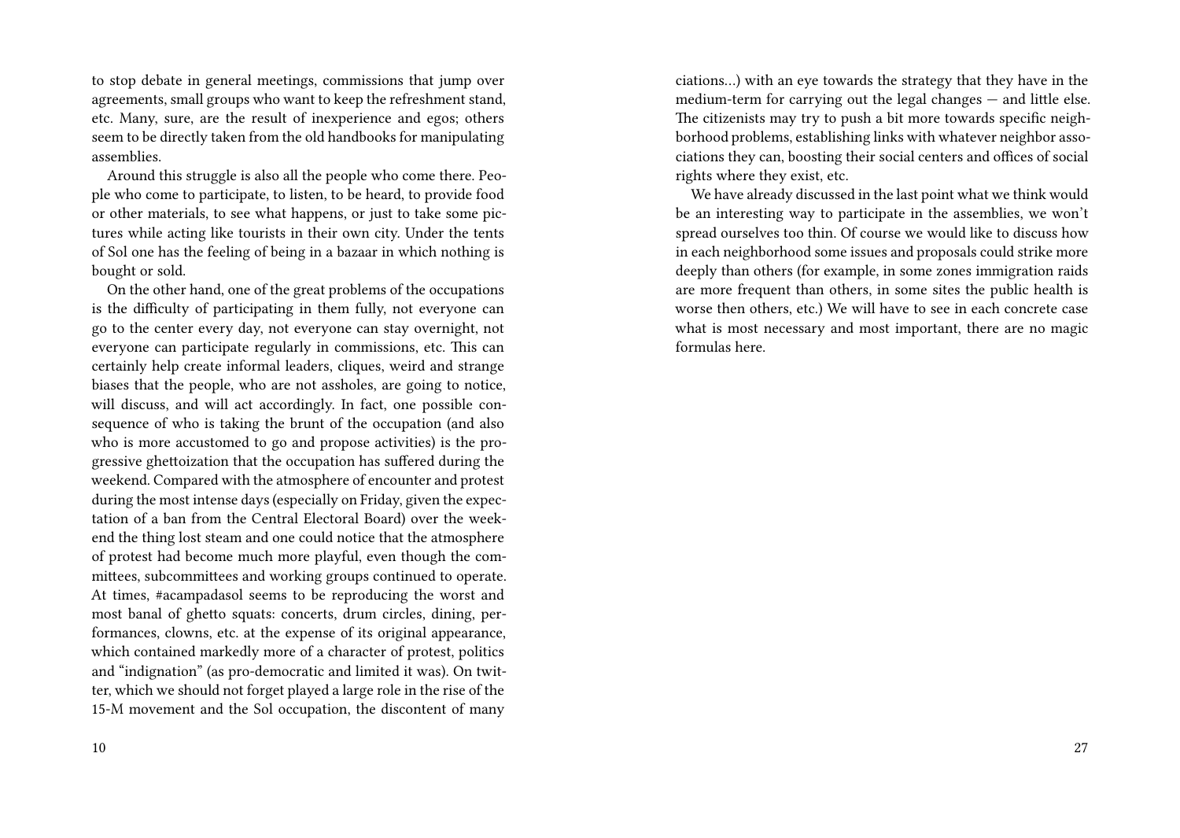to stop debate in general meetings, commissions that jump over agreements, small groups who want to keep the refreshment stand, etc. Many, sure, are the result of inexperience and egos; others seem to be directly taken from the old handbooks for manipulating assemblies.

Around this struggle is also all the people who come there. People who come to participate, to listen, to be heard, to provide food or other materials, to see what happens, or just to take some pictures while acting like tourists in their own city. Under the tents of Sol one has the feeling of being in a bazaar in which nothing is bought or sold.

On the other hand, one of the great problems of the occupations is the difficulty of participating in them fully, not everyone can go to the center every day, not everyone can stay overnight, not everyone can participate regularly in commissions, etc. This can certainly help create informal leaders, cliques, weird and strange biases that the people, who are not assholes, are going to notice, will discuss, and will act accordingly. In fact, one possible consequence of who is taking the brunt of the occupation (and also who is more accustomed to go and propose activities) is the progressive ghettoization that the occupation has suffered during the weekend. Compared with the atmosphere of encounter and protest during the most intense days (especially on Friday, given the expectation of a ban from the Central Electoral Board) over the weekend the thing lost steam and one could notice that the atmosphere of protest had become much more playful, even though the committees, subcommittees and working groups continued to operate. At times, #acampadasol seems to be reproducing the worst and most banal of ghetto squats: concerts, drum circles, dining, performances, clowns, etc. at the expense of its original appearance, which contained markedly more of a character of protest, politics and "indignation" (as pro-democratic and limited it was). On twitter, which we should not forget played a large role in the rise of the 15-M movement and the Sol occupation, the discontent of many

ciations…) with an eye towards the strategy that they have in the medium-term for carrying out the legal changes — and little else. The citizenists may try to push a bit more towards specific neighborhood problems, establishing links with whatever neighbor associations they can, boosting their social centers and offices of social rights where they exist, etc.

We have already discussed in the last point what we think would be an interesting way to participate in the assemblies, we won't spread ourselves too thin. Of course we would like to discuss how in each neighborhood some issues and proposals could strike more deeply than others (for example, in some zones immigration raids are more frequent than others, in some sites the public health is worse then others, etc.) We will have to see in each concrete case what is most necessary and most important, there are no magic formulas here.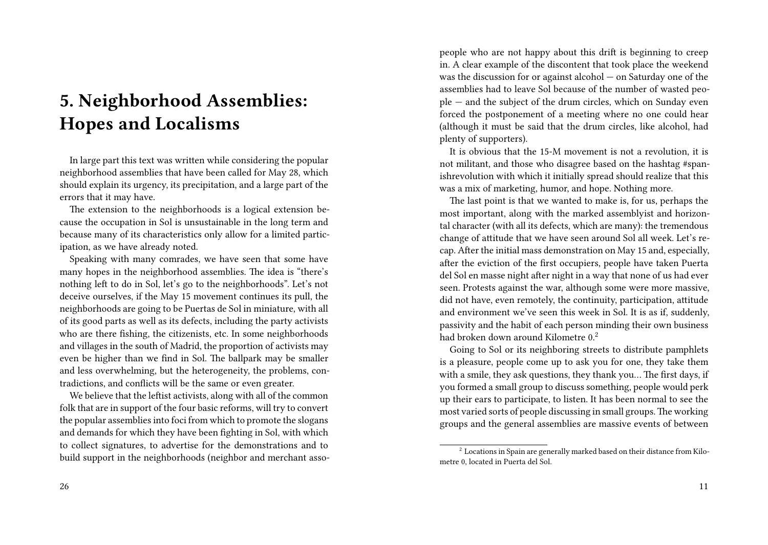# 5. Neighborhood Assemblies: Hopes and Localisms

In large part this text was written while considering the popular neighborhood assemblies that have been called for May 28, which should explain its urgency, its precipitation, and a large part of the errors that it may have.

The extension to the neighborhoods is a logical extension because the occupation in Sol is unsustainable in the long term and because many of its characteristics only allow for a limited participation, as we have already noted.

Speaking with many comrades, we have seen that some have many hopes in the neighborhood assemblies. The idea is "there's nothing left to do in Sol, let's go to the neighborhoods". Let's not deceive ourselves, if the May 15 movement continues its pull, the neighborhoods are going to be Puertas de Sol in miniature, with all of its good parts as well as its defects, including the party activists who are there fishing, the citizenists, etc. In some neighborhoods and villages in the south of Madrid, the proportion of activists may even be higher than we find in Sol. The ballpark may be smaller and less overwhelming, but the heterogeneity, the problems, contradictions, and conflicts will be the same or even greater.

We believe that the leftist activists, along with all of the common folk that are in support of the four basic reforms, will try to convert the popular assemblies into foci from which to promote the slogans and demands for which they have been fighting in Sol, with which to collect signatures, to advertise for the demonstrations and to build support in the neighborhoods (neighbor and merchant asso-

people who are not happy about this drift is beginning to creep in. A clear example of the discontent that took place the weekend was the discussion for or against alcohol — on Saturday one of the assemblies had to leave Sol because of the number of wasted people — and the subject of the drum circles, which on Sunday even forced the postponement of a meeting where no one could hear (although it must be said that the drum circles, like alcohol, had plenty of supporters).

It is obvious that the 15-M movement is not a revolution, it is not militant, and those who disagree based on the hashtag #spanishrevolution with which it initially spread should realize that this was a mix of marketing, humor, and hope. Nothing more.

The last point is that we wanted to make is, for us, perhaps the most important, along with the marked assemblyist and horizontal character (with all its defects, which are many): the tremendous change of attitude that we have seen around Sol all week. Let's recap. After the initial mass demonstration on May 15 and, especially, after the eviction of the first occupiers, people have taken Puerta del Sol en masse night after night in a way that none of us had ever seen. Protests against the war, although some were more massive, did not have, even remotely, the continuity, participation, attitude and environment we've seen this week in Sol. It is as if, suddenly, passivity and the habit of each person minding their own business had broken down around Kilometre 0.[2]

Going to Sol or its neighboring streets to distribute pamphlets is a pleasure, people come up to ask you for one, they take them with a smile, they ask questions, they thank you… The first days, if you formed a small group to discuss something, people would perk up their ears to participate, to listen. It has been normal to see the most varied sorts of people discussing in small groups. The working groups and the general assemblies are massive events of between

[2] Locations in Spain are generally marked based on their distance from Kilometre 0, located in Puerta del Sol.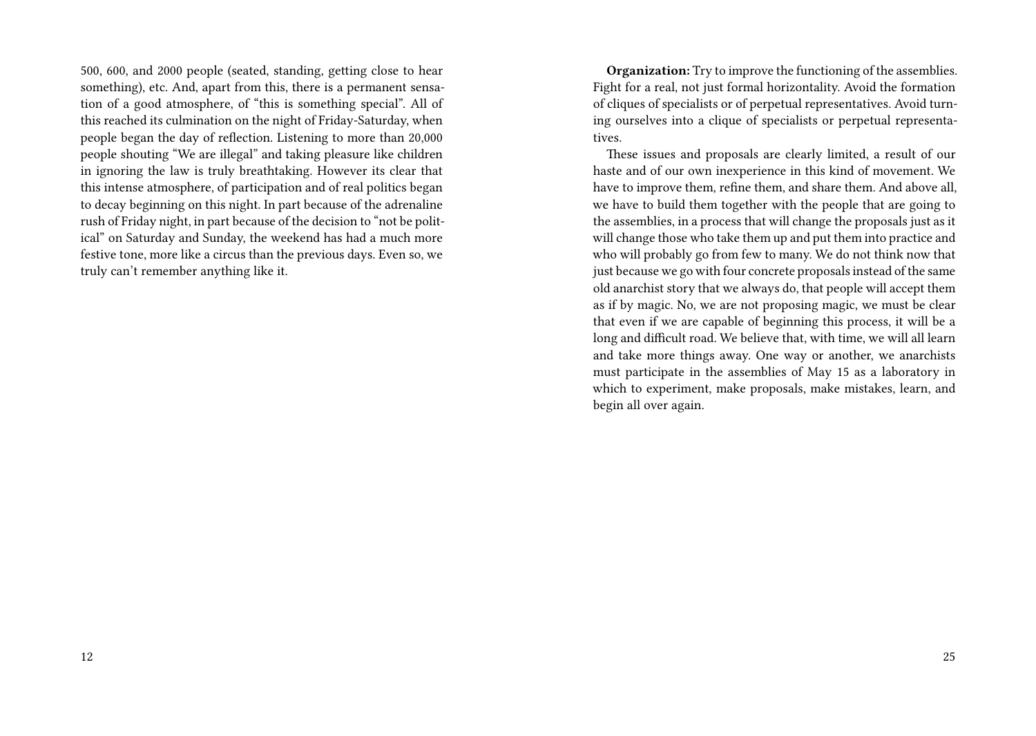500, 600, and 2000 people (seated, standing, getting close to hear something), etc. And, apart from this, there is a permanent sensation of a good atmosphere, of "this is something special". All of this reached its culmination on the night of Friday-Saturday, when people began the day of reflection. Listening to more than 20,000 people shouting "We are illegal" and taking pleasure like children in ignoring the law is truly breathtaking. However its clear that this intense atmosphere, of participation and of real politics began to decay beginning on this night. In part because of the adrenaline rush of Friday night, in part because of the decision to "not be political" on Saturday and Sunday, the weekend has had a much more festive tone, more like a circus than the previous days. Even so, we truly can't remember anything like it.

**Organization:** Try to improve the functioning of the assemblies. Fight for a real, not just formal horizontality. Avoid the formation of cliques of specialists or of perpetual representatives. Avoid turning ourselves into a clique of specialists or perpetual representatives.

These issues and proposals are clearly limited, a result of our haste and of our own inexperience in this kind of movement. We have to improve them, refine them, and share them. And above all, we have to build them together with the people that are going to the assemblies, in a process that will change the proposals just as it will change those who take them up and put them into practice and who will probably go from few to many. We do not think now that just because we go with four concrete proposals instead of the same old anarchist story that we always do, that people will accept them as if by magic. No, we are not proposing magic, we must be clear that even if we are capable of beginning this process, it will be a long and difficult road. We believe that, with time, we will all learn and take more things away. One way or another, we anarchists must participate in the assemblies of May 15 as a laboratory in which to experiment, make proposals, make mistakes, learn, and begin all over again.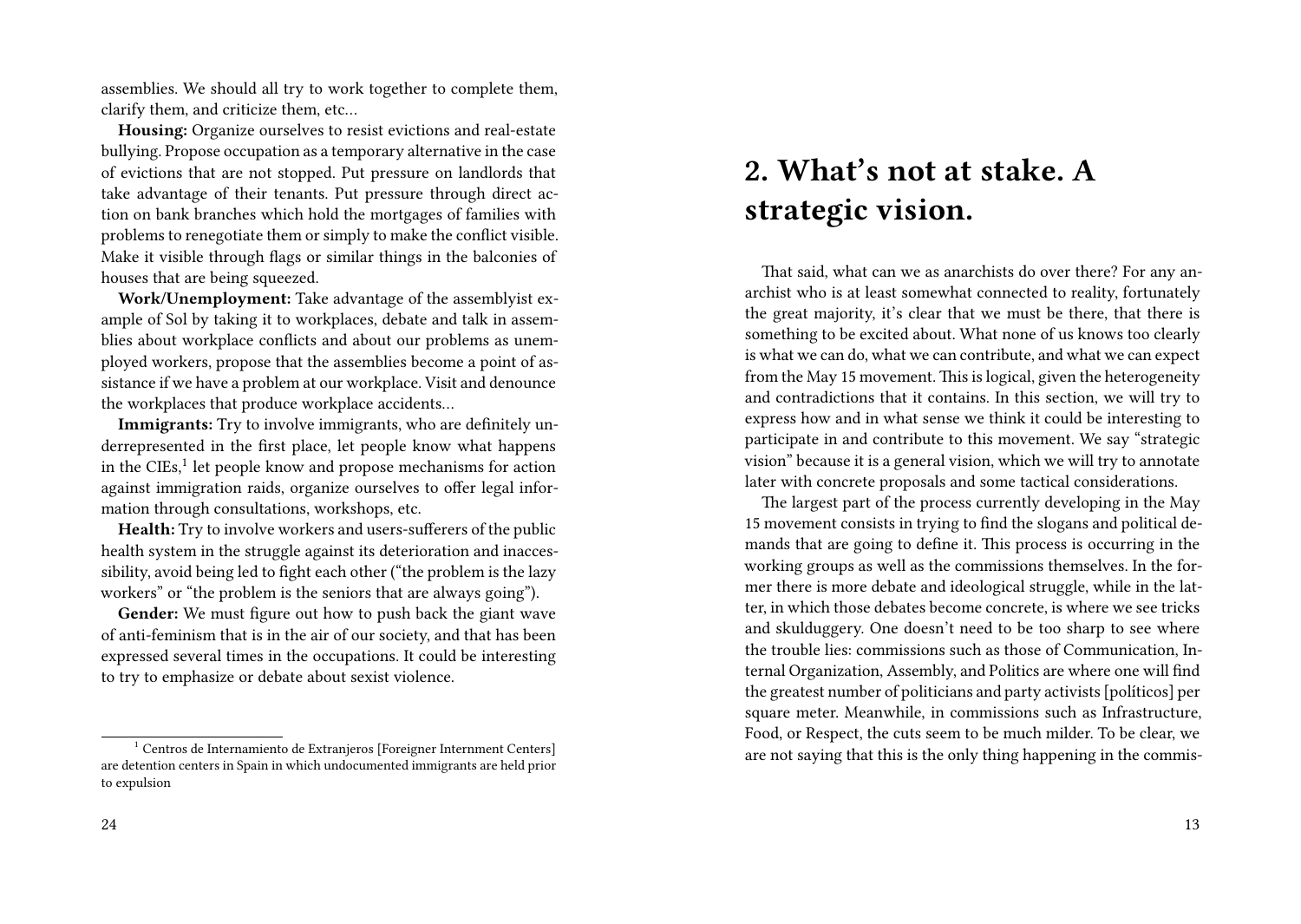assemblies. We should all try to work together to complete them, clarify them, and criticize them, etc…

**Housing:** Organize ourselves to resist evictions and real-estate bullying. Propose occupation as a temporary alternative in the case of evictions that are not stopped. Put pressure on landlords that take advantage of their tenants. Put pressure through direct action on bank branches which hold the mortgages of families with problems to renegotiate them or simply to make the conflict visible. Make it visible through flags or similar things in the balconies of houses that are being squeezed.

**Work/Unemployment:** Take advantage of the assemblyist example of Sol by taking it to workplaces, debate and talk in assemblies about workplace conflicts and about our problems as unemployed workers, propose that the assemblies become a point of assistance if we have a problem at our workplace. Visit and denounce the workplaces that produce workplace accidents…

**Immigrants:** Try to involve immigrants, who are definitely underrepresented in the first place, let people know what happens in the CIEs,[1] let people know and propose mechanisms for action against immigration raids, organize ourselves to offer legal information through consultations, workshops, etc.

**Health:** Try to involve workers and users-sufferers of the public health system in the struggle against its deterioration and inaccessibility, avoid being led to fight each other ("the problem is the lazy workers" or "the problem is the seniors that are always going").

**Gender:** We must figure out how to push back the giant wave of anti-feminism that is in the air of our society, and that has been expressed several times in the occupations. It could be interesting to try to emphasize or debate about sexist violence.

[1] Centros de Internamiento de Extranjeros [Foreigner Internment Centers] are detention centers in Spain in which undocumented immigrants are held prior to expulsion

## 2. What's not at stake. A strategic vision.

That said, what can we as anarchists do over there? For any anarchist who is at least somewhat connected to reality, fortunately the great majority, it's clear that we must be there, that there is something to be excited about. What none of us knows too clearly is what we can do, what we can contribute, and what we can expect from the May 15 movement. This is logical, given the heterogeneity and contradictions that it contains. In this section, we will try to express how and in what sense we think it could be interesting to participate in and contribute to this movement. We say "strategic vision" because it is a general vision, which we will try to annotate later with concrete proposals and some tactical considerations.

The largest part of the process currently developing in the May 15 movement consists in trying to find the slogans and political demands that are going to define it. This process is occurring in the working groups as well as the commissions themselves. In the former there is more debate and ideological struggle, while in the latter, in which those debates become concrete, is where we see tricks and skulduggery. One doesn't need to be too sharp to see where the trouble lies: commissions such as those of Communication, Internal Organization, Assembly, and Politics are where one will find the greatest number of politicians and party activists [políticos] per square meter. Meanwhile, in commissions such as Infrastructure, Food, or Respect, the cuts seem to be much milder. To be clear, we are not saying that this is the only thing happening in the commis-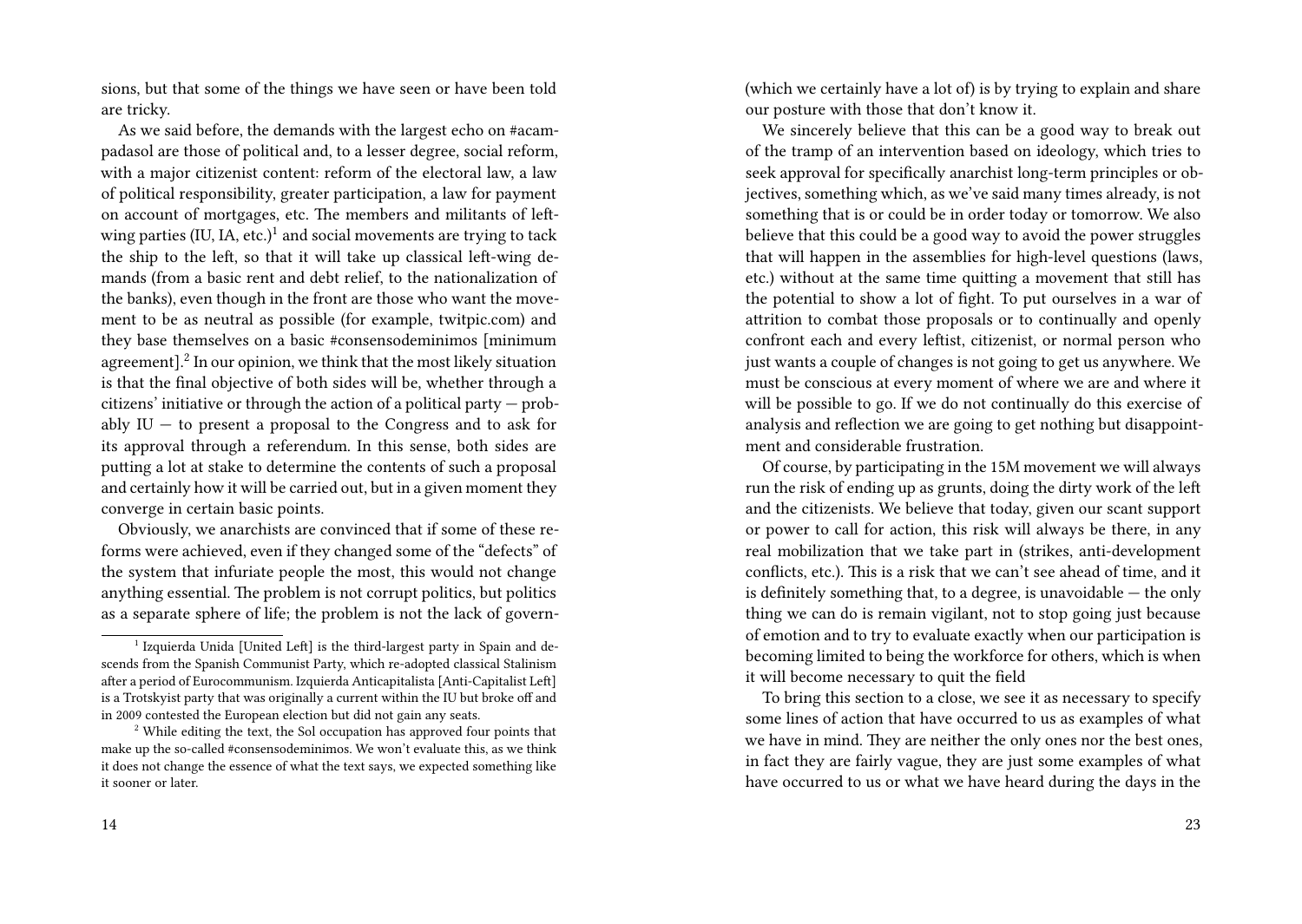sions, but that some of the things we have seen or have been told are tricky.

As we said before, the demands with the largest echo on #acampadasol are those of political and, to a lesser degree, social reform, with a major citizenist content: reform of the electoral law, a law of political responsibility, greater participation, a law for payment on account of mortgages, etc. The members and militants of left-wing parties (IU, IA, etc.)[1] and social movements are trying to tack the ship to the left, so that it will take up classical left-wing demands (from a basic rent and debt relief, to the nationalization of the banks), even though in the front are those who want the movement to be as neutral as possible (for example, twitpic.com) and they base themselves on a basic #consensodeminimos [minimum agreement].[2] In our opinion, we think that the most likely situation is that the final objective of both sides will be, whether through a citizens' initiative or through the action of a political party — probably IU — to present a proposal to the Congress and to ask for its approval through a referendum. In this sense, both sides are putting a lot at stake to determine the contents of such a proposal and certainly how it will be carried out, but in a given moment they converge in certain basic points.

Obviously, we anarchists are convinced that if some of these reforms were achieved, even if they changed some of the "defects" of the system that infuriate people the most, this would not change anything essential. The problem is not corrupt politics, but politics as a separate sphere of life; the problem is not the lack of govern-

[1] Izquierda Unida [United Left] is the third-largest party in Spain and descends from the Spanish Communist Party, which re-adopted classical Stalinism after a period of Eurocommunism. Izquierda Anticapitalista [Anti-Capitalist Left] is a Trotskyist party that was originally a current within the IU but broke off and in 2009 contested the European election but did not gain any seats.

[2] While editing the text, the Sol occupation has approved four points that make up the so-called #consensodeminimos. We won't evaluate this, as we think it does not change the essence of what the text says, we expected something like it sooner or later.

(which we certainly have a lot of) is by trying to explain and share our posture with those that don't know it.

We sincerely believe that this can be a good way to break out of the tramp of an intervention based on ideology, which tries to seek approval for specifically anarchist long-term principles or objectives, something which, as we've said many times already, is not something that is or could be in order today or tomorrow. We also believe that this could be a good way to avoid the power struggles that will happen in the assemblies for high-level questions (laws, etc.) without at the same time quitting a movement that still has the potential to show a lot of fight. To put ourselves in a war of attrition to combat those proposals or to continually and openly confront each and every leftist, citizenist, or normal person who just wants a couple of changes is not going to get us anywhere. We must be conscious at every moment of where we are and where it will be possible to go. If we do not continually do this exercise of analysis and reflection we are going to get nothing but disappointment and considerable frustration.

Of course, by participating in the 15M movement we will always run the risk of ending up as grunts, doing the dirty work of the left and the citizenists. We believe that today, given our scant support or power to call for action, this risk will always be there, in any real mobilization that we take part in (strikes, anti-development conflicts, etc.). This is a risk that we can't see ahead of time, and it is definitely something that, to a degree, is unavoidable — the only thing we can do is remain vigilant, not to stop going just because of emotion and to try to evaluate exactly when our participation is becoming limited to being the workforce for others, which is when it will become necessary to quit the field

To bring this section to a close, we see it as necessary to specify some lines of action that have occurred to us as examples of what we have in mind. They are neither the only ones nor the best ones, in fact they are fairly vague, they are just some examples of what have occurred to us or what we have heard during the days in the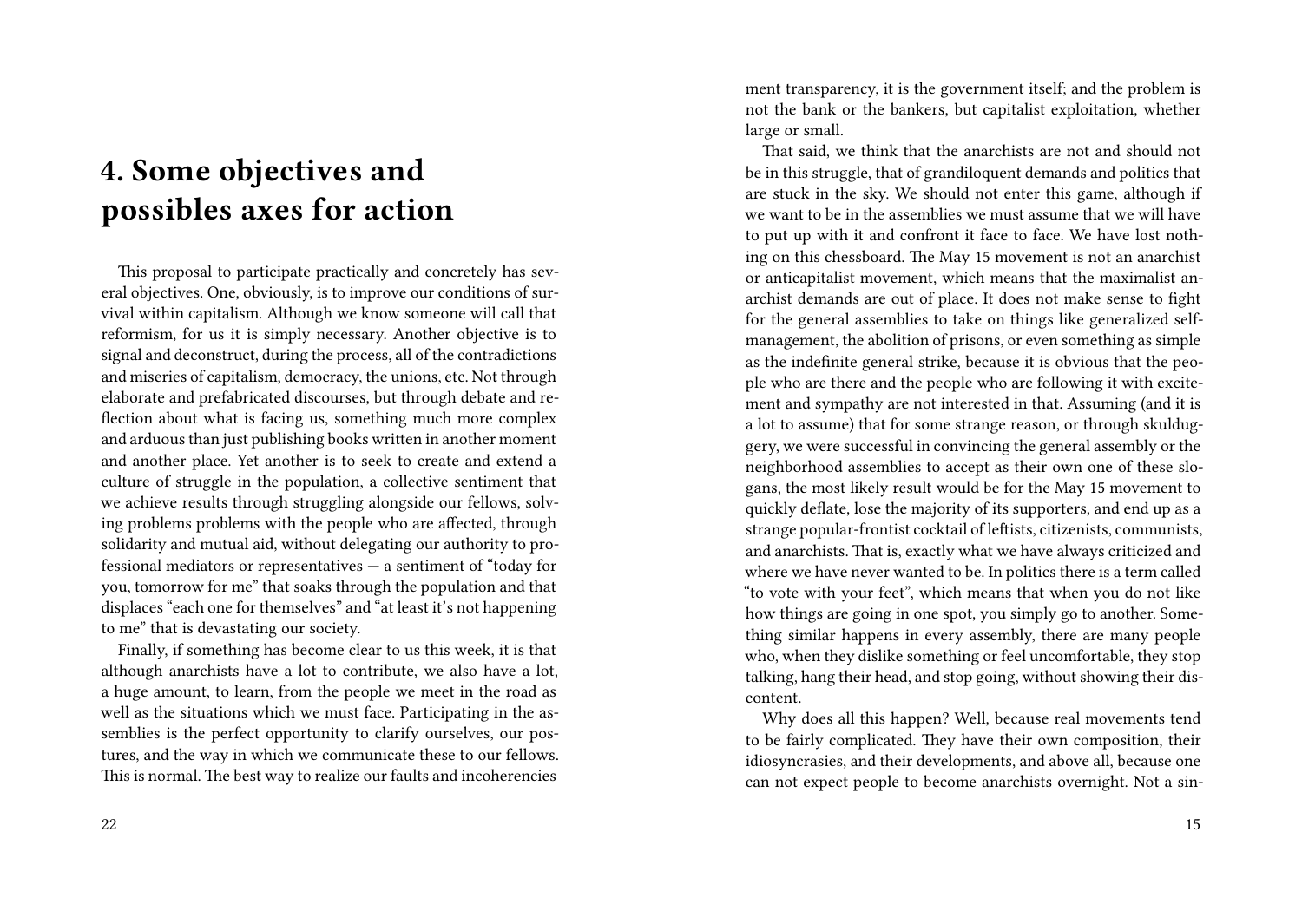# 4. Some objectives and possibles axes for action

This proposal to participate practically and concretely has several objectives. One, obviously, is to improve our conditions of survival within capitalism. Although we know someone will call that reformism, for us it is simply necessary. Another objective is to signal and deconstruct, during the process, all of the contradictions and miseries of capitalism, democracy, the unions, etc. Not through elaborate and prefabricated discourses, but through debate and reflection about what is facing us, something much more complex and arduous than just publishing books written in another moment and another place. Yet another is to seek to create and extend a culture of struggle in the population, a collective sentiment that we achieve results through struggling alongside our fellows, solving problems problems with the people who are affected, through solidarity and mutual aid, without delegating our authority to professional mediators or representatives — a sentiment of "today for you, tomorrow for me" that soaks through the population and that displaces "each one for themselves" and "at least it's not happening to me" that is devastating our society.

Finally, if something has become clear to us this week, it is that although anarchists have a lot to contribute, we also have a lot, a huge amount, to learn, from the people we meet in the road as well as the situations which we must face. Participating in the assemblies is the perfect opportunity to clarify ourselves, our postures, and the way in which we communicate these to our fellows. This is normal. The best way to realize our faults and incoherencies

ment transparency, it is the government itself; and the problem is not the bank or the bankers, but capitalist exploitation, whether large or small.

That said, we think that the anarchists are not and should not be in this struggle, that of grandiloquent demands and politics that are stuck in the sky. We should not enter this game, although if we want to be in the assemblies we must assume that we will have to put up with it and confront it face to face. We have lost nothing on this chessboard. The May 15 movement is not an anarchist or anticapitalist movement, which means that the maximalist anarchist demands are out of place. It does not make sense to fight for the general assemblies to take on things like generalized self-management, the abolition of prisons, or even something as simple as the indefinite general strike, because it is obvious that the people who are there and the people who are following it with excitement and sympathy are not interested in that. Assuming (and it is a lot to assume) that for some strange reason, or through skulduggery, we were successful in convincing the general assembly or the neighborhood assemblies to accept as their own one of these slogans, the most likely result would be for the May 15 movement to quickly deflate, lose the majority of its supporters, and end up as a strange popular-frontist cocktail of leftists, citizenists, communists, and anarchists. That is, exactly what we have always criticized and where we have never wanted to be. In politics there is a term called "to vote with your feet", which means that when you do not like how things are going in one spot, you simply go to another. Something similar happens in every assembly, there are many people who, when they dislike something or feel uncomfortable, they stop talking, hang their head, and stop going, without showing their discontent.

Why does all this happen? Well, because real movements tend to be fairly complicated. They have their own composition, their idiosyncrasies, and their developments, and above all, because one can not expect people to become anarchists overnight. Not a sin-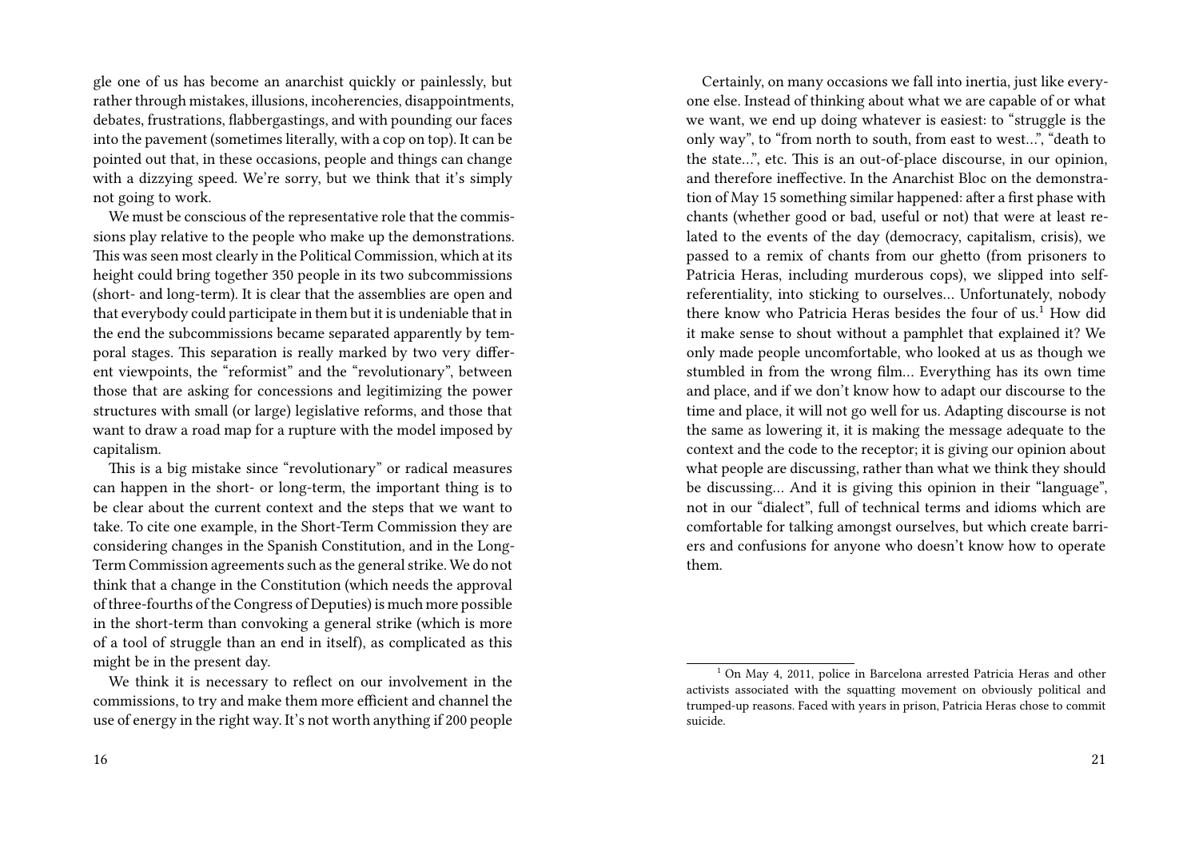gle one of us has become an anarchist quickly or painlessly, but rather through mistakes, illusions, incoherencies, disappointments, debates, frustrations, flabbergastings, and with pounding our faces into the pavement (sometimes literally, with a cop on top). It can be pointed out that, in these occasions, people and things can change with a dizzying speed. We're sorry, but we think that it's simply not going to work.

We must be conscious of the representative role that the commissions play relative to the people who make up the demonstrations. This was seen most clearly in the Political Commission, which at its height could bring together 350 people in its two subcommissions (short- and long-term). It is clear that the assemblies are open and that everybody could participate in them but it is undeniable that in the end the subcommissions became separated apparently by temporal stages. This separation is really marked by two very different viewpoints, the "reformist" and the "revolutionary", between those that are asking for concessions and legitimizing the power structures with small (or large) legislative reforms, and those that want to draw a road map for a rupture with the model imposed by capitalism.

This is a big mistake since "revolutionary" or radical measures can happen in the short- or long-term, the important thing is to be clear about the current context and the steps that we want to take. To cite one example, in the Short-Term Commission they are considering changes in the Spanish Constitution, and in the Long-Term Commission agreements such as the general strike. We do not think that a change in the Constitution (which needs the approval of three-fourths of the Congress of Deputies) is much more possible in the short-term than convoking a general strike (which is more of a tool of struggle than an end in itself), as complicated as this might be in the present day.

We think it is necessary to reflect on our involvement in the commissions, to try and make them more efficient and channel the use of energy in the right way. It's not worth anything if 200 people

Certainly, on many occasions we fall into inertia, just like everyone else. Instead of thinking about what we are capable of or what we want, we end up doing whatever is easiest: to "struggle is the only way", to "from north to south, from east to west…", "death to the state…", etc. This is an out-of-place discourse, in our opinion, and therefore ineffective. In the Anarchist Bloc on the demonstration of May 15 something similar happened: after a first phase with chants (whether good or bad, useful or not) that were at least related to the events of the day (democracy, capitalism, crisis), we passed to a remix of chants from our ghetto (from prisoners to Patricia Heras, including murderous cops), we slipped into self-referentiality, into sticking to ourselves… Unfortunately, nobody there know who Patricia Heras besides the four of us.[1] How did it make sense to shout without a pamphlet that explained it? We only made people uncomfortable, who looked at us as though we stumbled in from the wrong film… Everything has its own time and place, and if we don't know how to adapt our discourse to the time and place, it will not go well for us. Adapting discourse is not the same as lowering it, it is making the message adequate to the context and the code to the receptor; it is giving our opinion about what people are discussing, rather than what we think they should be discussing… And it is giving this opinion in their "language", not in our "dialect", full of technical terms and idioms which are comfortable for talking amongst ourselves, but which create barriers and confusions for anyone who doesn't know how to operate them.

[1] On May 4, 2011, police in Barcelona arrested Patricia Heras and other activists associated with the squatting movement on obviously political and trumped-up reasons. Faced with years in prison, Patricia Heras chose to commit suicide.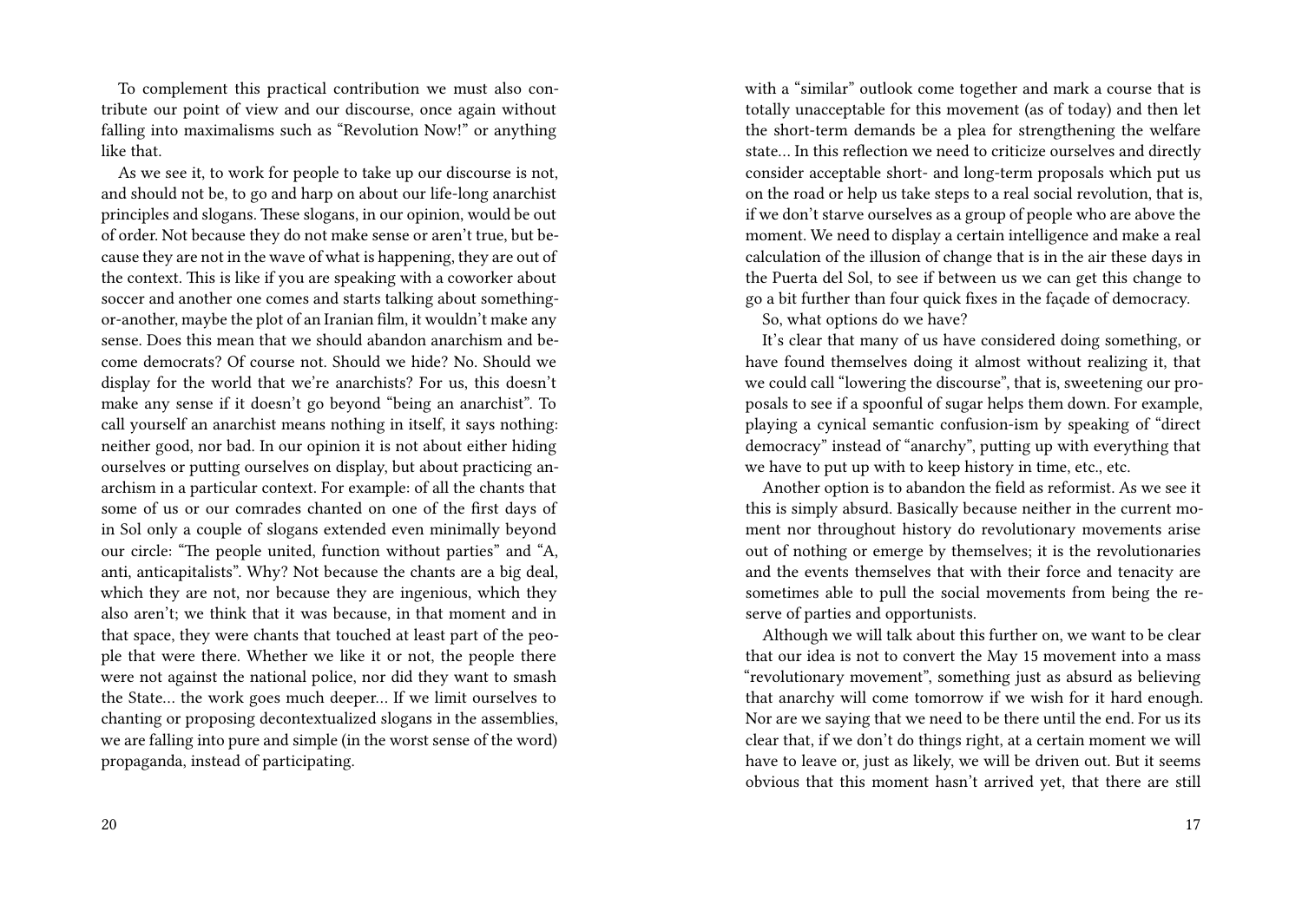To complement this practical contribution we must also contribute our point of view and our discourse, once again without falling into maximalisms such as "Revolution Now!" or anything like that.

As we see it, to work for people to take up our discourse is not, and should not be, to go and harp on about our life-long anarchist principles and slogans. These slogans, in our opinion, would be out of order. Not because they do not make sense or aren't true, but because they are not in the wave of what is happening, they are out of the context. This is like if you are speaking with a coworker about soccer and another one comes and starts talking about something-or-another, maybe the plot of an Iranian film, it wouldn't make any sense. Does this mean that we should abandon anarchism and become democrats? Of course not. Should we hide? No. Should we display for the world that we're anarchists? For us, this doesn't make any sense if it doesn't go beyond "being an anarchist". To call yourself an anarchist means nothing in itself, it says nothing: neither good, nor bad. In our opinion it is not about either hiding ourselves or putting ourselves on display, but about practicing anarchism in a particular context. For example: of all the chants that some of us or our comrades chanted on one of the first days of in Sol only a couple of slogans extended even minimally beyond our circle: "The people united, function without parties" and "A, anti, anticapitalists". Why? Not because the chants are a big deal, which they are not, nor because they are ingenious, which they also aren't; we think that it was because, in that moment and in that space, they were chants that touched at least part of the people that were there. Whether we like it or not, the people there were not against the national police, nor did they want to smash the State… the work goes much deeper… If we limit ourselves to chanting or proposing decontextualized slogans in the assemblies, we are falling into pure and simple (in the worst sense of the word) propaganda, instead of participating.

with a "similar" outlook come together and mark a course that is totally unacceptable for this movement (as of today) and then let the short-term demands be a plea for strengthening the welfare state… In this reflection we need to criticize ourselves and directly consider acceptable short- and long-term proposals which put us on the road or help us take steps to a real social revolution, that is, if we don't starve ourselves as a group of people who are above the moment. We need to display a certain intelligence and make a real calculation of the illusion of change that is in the air these days in the Puerta del Sol, to see if between us we can get this change to go a bit further than four quick fixes in the façade of democracy.

So, what options do we have?

It's clear that many of us have considered doing something, or have found themselves doing it almost without realizing it, that we could call "lowering the discourse", that is, sweetening our proposals to see if a spoonful of sugar helps them down. For example, playing a cynical semantic confusion-ism by speaking of "direct democracy" instead of "anarchy", putting up with everything that we have to put up with to keep history in time, etc., etc.

Another option is to abandon the field as reformist. As we see it this is simply absurd. Basically because neither in the current moment nor throughout history do revolutionary movements arise out of nothing or emerge by themselves; it is the revolutionaries and the events themselves that with their force and tenacity are sometimes able to pull the social movements from being the reserve of parties and opportunists.

Although we will talk about this further on, we want to be clear that our idea is not to convert the May 15 movement into a mass "revolutionary movement", something just as absurd as believing that anarchy will come tomorrow if we wish for it hard enough. Nor are we saying that we need to be there until the end. For us its clear that, if we don't do things right, at a certain moment we will have to leave or, just as likely, we will be driven out. But it seems obvious that this moment hasn't arrived yet, that there are still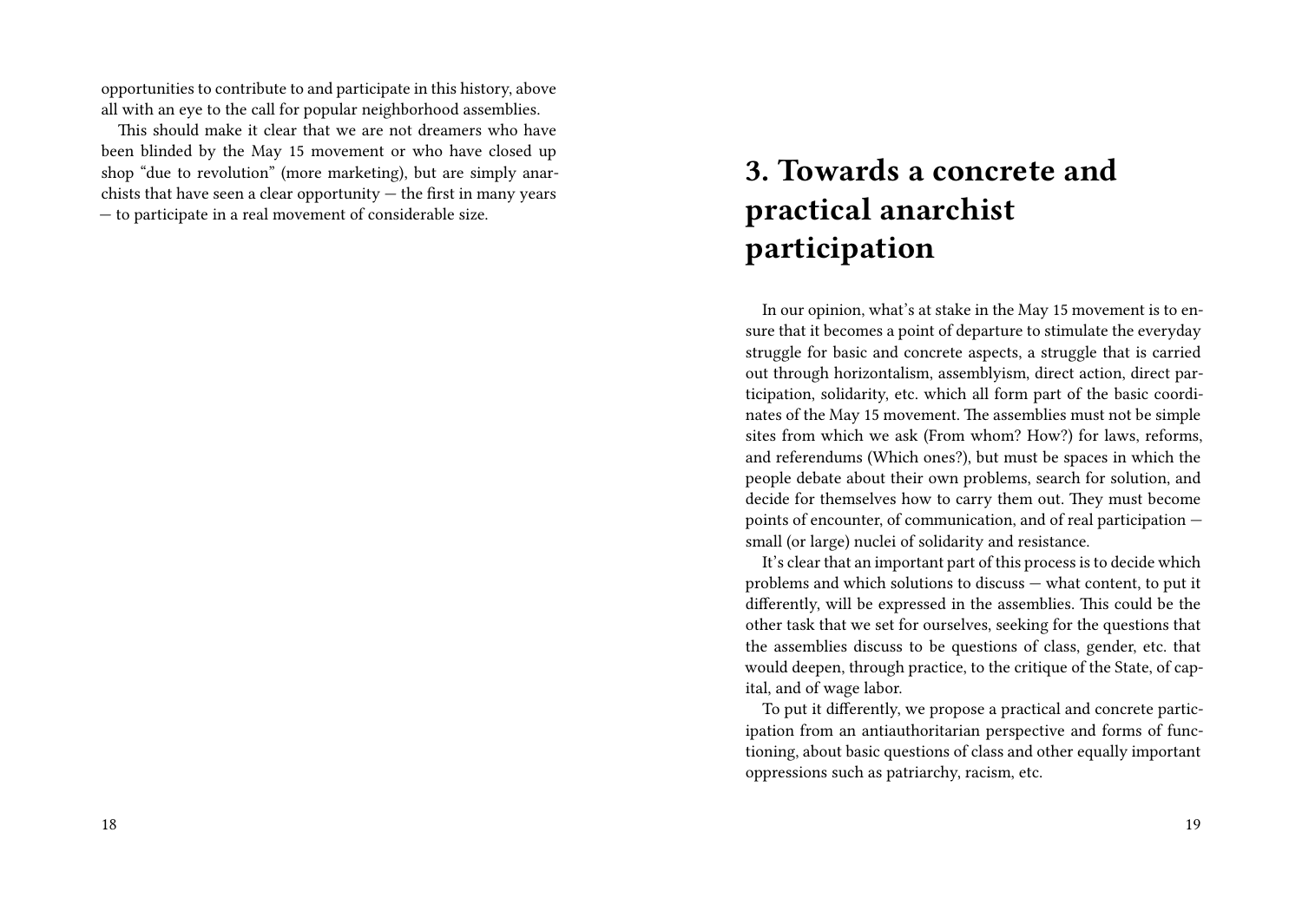opportunities to contribute to and participate in this history, above all with an eye to the call for popular neighborhood assemblies.

This should make it clear that we are not dreamers who have been blinded by the May 15 movement or who have closed up shop "due to revolution" (more marketing), but are simply anarchists that have seen a clear opportunity — the first in many years — to participate in a real movement of considerable size.

# 3. Towards a concrete and practical anarchist participation

In our opinion, what's at stake in the May 15 movement is to ensure that it becomes a point of departure to stimulate the everyday struggle for basic and concrete aspects, a struggle that is carried out through horizontalism, assemblyism, direct action, direct participation, solidarity, etc. which all form part of the basic coordinates of the May 15 movement. The assemblies must not be simple sites from which we ask (From whom? How?) for laws, reforms, and referendums (Which ones?), but must be spaces in which the people debate about their own problems, search for solution, and decide for themselves how to carry them out. They must become points of encounter, of communication, and of real participation — small (or large) nuclei of solidarity and resistance.

It's clear that an important part of this process is to decide which problems and which solutions to discuss — what content, to put it differently, will be expressed in the assemblies. This could be the other task that we set for ourselves, seeking for the questions that the assemblies discuss to be questions of class, gender, etc. that would deepen, through practice, to the critique of the State, of capital, and of wage labor.

To put it differently, we propose a practical and concrete participation from an antiauthoritarian perspective and forms of functioning, about basic questions of class and other equally important oppressions such as patriarchy, racism, etc.